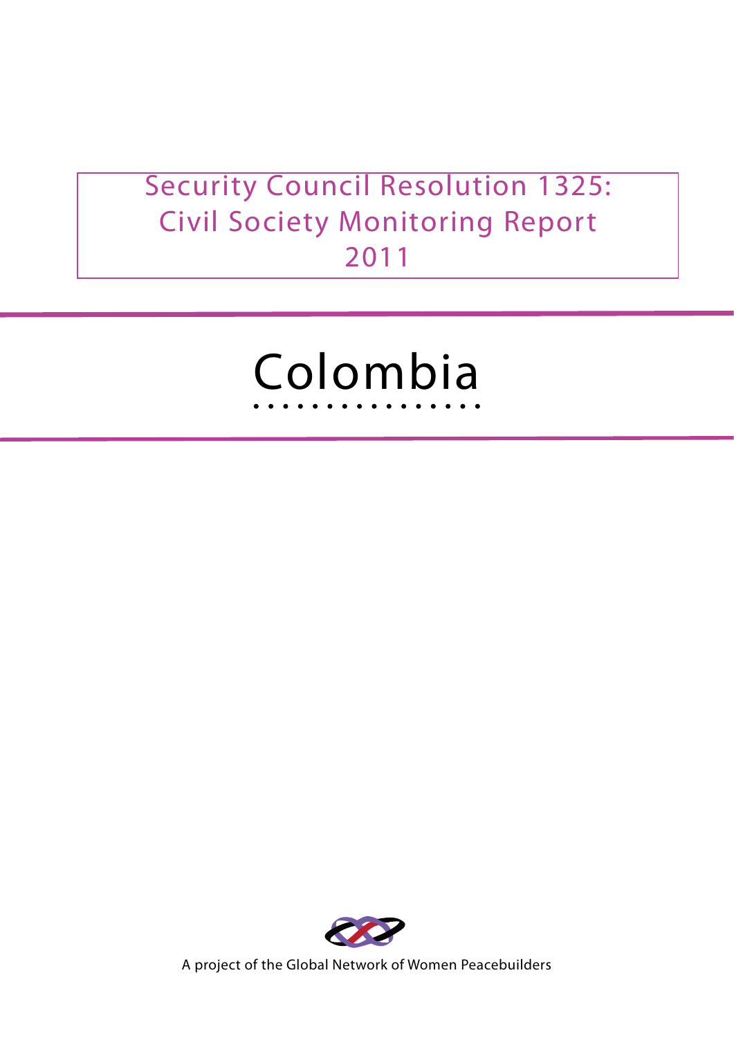# Security Council Resolution 1325: Civil Society Monitoring Report 2011

# Colombia

A project of the Global Network of Women Peacebuilders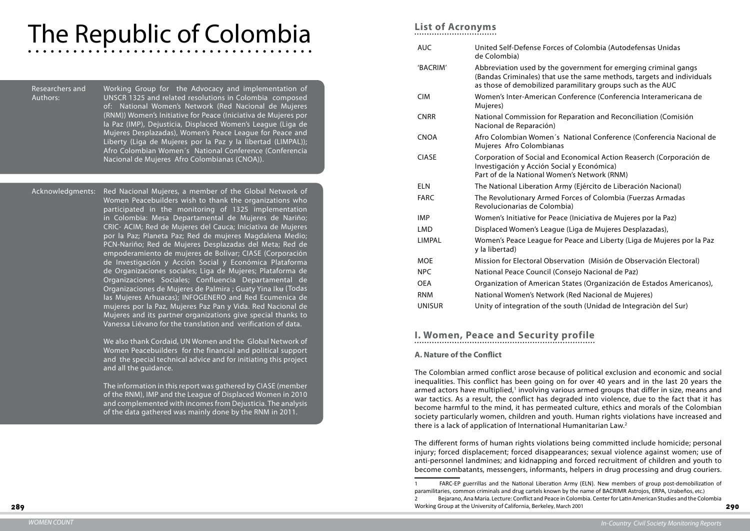# The Republic of Colombia

| | |
|---|---|
| Researchers and Authors: | Working Group for the Advocacy and implementation of UNSCR 1325 and related resolutions in Colombia composed of: National Women's Network (Red Nacional de Mujeres (RNM)) Women's Initiative for Peace (Iniciativa de Mujeres por la Paz (IMP), Dejusticia, Displaced Women's League (Liga de Mujeres Desplazadas), Women's Peace League for Peace and Liberty (Liga de Mujeres por la Paz y la libertad (LIMPAL)); Afro Colombian Women´s National Conference (Conferencia Nacional de Mujeres Afro Colombianas (CNOA)). |

**Acknowledgments:** Red Nacional Mujeres, a member of the Global Network of Women Peacebuilders wish to thank the organizations who participated in the monitoring of 1325 implementation in Colombia: Mesa Departamental de Mujeres de Nariño; CRIC- ACIM; Red de Mujeres del Cauca; Iniciativa de Mujeres por la Paz; Planeta Paz; Red de mujeres Magdalena Medio; PCN-Nariño; Red de Mujeres Desplazadas del Meta; Red de empoderamiento de mujeres de Bolívar; CIASE (Corporación de Investigación y Acción Social y Económica Plataforma de Organizaciones sociales; Liga de Mujeres; Plataforma de Organizaciones Sociales; Confluencia Departamental de Organizaciones de Mujeres de Palmira ; Guaty Yina Ikʉ (Todas las Mujeres Arhuacas); INFOGENERO and Red Ecumenica de mujeres por la Paz, Mujeres Paz Pan y Vida. Red Nacional de Mujeres and its partner organizations give special thanks to Vanessa Liévano for the translation and verification of data.

We also thank Cordaid, UN Women and the Global Network of Women Peacebuilders for the financial and political support and the special technical advice and for initiating this project and all the guidance.

The information in this report was gathered by CIASE (member of the RNM), IMP and the League of Displaced Women in 2010 and complemented with incomes from Dejusticia. The analysis of the data gathered was mainly done by the RNM in 2011.

## List of Acronyms

| | |
|---|---|
| AUC | United Self-Defense Forces of Colombia (Autodefensas Unidas de Colombia) |
| 'BACRIM' | Abbreviation used by the government for emerging criminal gangs (Bandas Criminales) that use the same methods, targets and individuals as those of demobilized paramilitary groups such as the AUC |
| CIM | Women's Inter-American Conference (Conferencia Interamericana de Mujeres) |
| CNRR | National Commission for Reparation and Reconciliation (Comisión Nacional de Reparación) |
| CNOA | Afro Colombian Women´s National Conference (Conferencia Nacional de Mujeres Afro Colombianas |
| CIASE | Corporation of Social and Economical Action Reaserch (Corporación de Investigación y Acción Social y Económica) Part of de la National Women's Network (RNM) |
| ELN | The National Liberation Army (Ejército de Liberación Nacional) |
| FARC | The Revolutionary Armed Forces of Colombia (Fuerzas Armadas Revolucionarias de Colombia) |
| IMP | Women's Initiative for Peace (Iniciativa de Mujeres por la Paz) |
| LMD | Displaced Women's League (Liga de Mujeres Desplazadas), |
| LIMPAL | Women's Peace League for Peace and Liberty (Liga de Mujeres por la Paz y la libertad) |
| MOE | Mission for Electoral Observation (Misión de Observación Electoral) |
| NPC | National Peace Council (Consejo Nacional de Paz) |
| OEA | Organization of American States (Organización de Estados Americanos), |
| RNM | National Women's Network (Red Nacional de Mujeres) |
| UNISUR | Unity of integration of the south (Unidad de Integraciòn del Sur) |

## I. Women, Peace and Security profile

### A. Nature of the Conflict

The Colombian armed conflict arose because of political exclusion and economic and social inequalities. This conflict has been going on for over 40 years and in the last 20 years the armed actors have multiplied,[1] involving various armed groups that differ in size, means and war tactics. As a result, the conflict has degraded into violence, due to the fact that it has become harmful to the mind, it has permeated culture, ethics and morals of the Colombian society particularly women, children and youth. Human rights violations have increased and there is a lack of application of International Humanitarian Law.[2]

The different forms of human rights violations being committed include homicide; personal injury; forced displacement; forced disappearances; sexual violence against women; use of anti-personnel landmines; and kidnapping and forced recruitment of children and youth to become combatants, messengers, informants, helpers in drug processing and drug couriers.

1 FARC-EP guerrillas and the National Liberation Army (ELN). New members of group post-demobilization of paramilitaries, common criminals and drug cartels known by the name of BACRIMR Astrojos, ERPA, Urabeños, etc.)

2 Bejarano, Ana Maria. Lecture: Conflict and Peace in Colombia. Center for Latin American Studies and the Colombia Working Group at the University of California, Berkeley, March 2001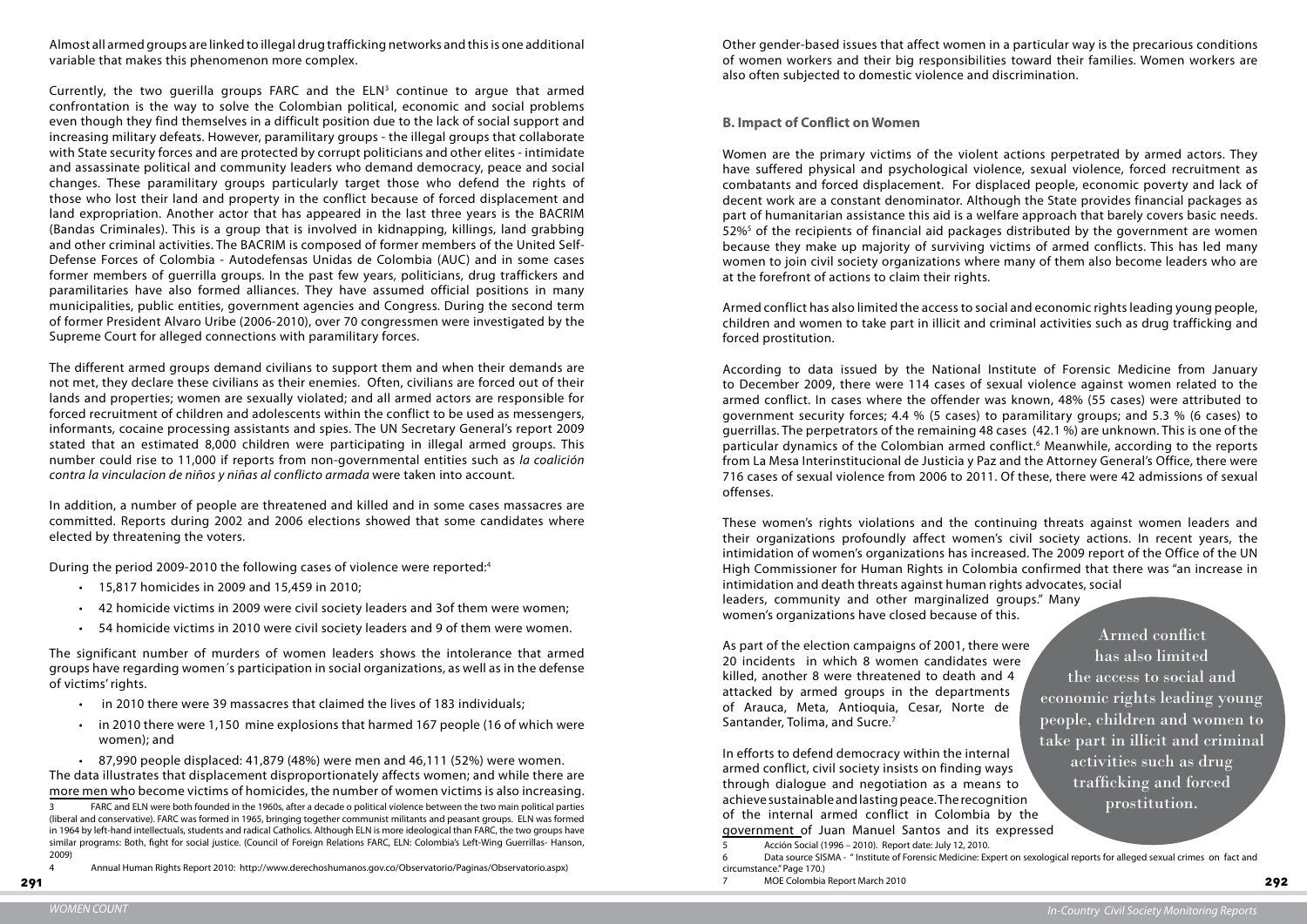Almost all armed groups are linked to illegal drug trafficking networks and this is one additional variable that makes this phenomenon more complex.

Currently, the two guerilla groups FARC and the ELN[3] continue to argue that armed confrontation is the way to solve the Colombian political, economic and social problems even though they find themselves in a difficult position due to the lack of social support and increasing military defeats. However, paramilitary groups - the illegal groups that collaborate with State security forces and are protected by corrupt politicians and other elites - intimidate and assassinate political and community leaders who demand democracy, peace and social changes. These paramilitary groups particularly target those who defend the rights of those who lost their land and property in the conflict because of forced displacement and land expropriation. Another actor that has appeared in the last three years is the BACRIM (Bandas Criminales). This is a group that is involved in kidnapping, killings, land grabbing and other criminal activities. The BACRIM is composed of former members of the United Self-Defense Forces of Colombia - Autodefensas Unidas de Colombia (AUC) and in some cases former members of guerrilla groups. In the past few years, politicians, drug traffickers and paramilitaries have also formed alliances. They have assumed official positions in many municipalities, public entities, government agencies and Congress. During the second term of former President Alvaro Uribe (2006-2010), over 70 congressmen were investigated by the Supreme Court for alleged connections with paramilitary forces.

The different armed groups demand civilians to support them and when their demands are not met, they declare these civilians as their enemies. Often, civilians are forced out of their lands and properties; women are sexually violated; and all armed actors are responsible for forced recruitment of children and adolescents within the conflict to be used as messengers, informants, cocaine processing assistants and spies. The UN Secretary General's report 2009 stated that an estimated 8,000 children were participating in illegal armed groups. This number could rise to 11,000 if reports from non-governmental entities such as *la coalición contra la vinculacion de niños y niñas al conflicto armada* were taken into account.

In addition, a number of people are threatened and killed and in some cases massacres are committed. Reports during 2002 and 2006 elections showed that some candidates where elected by threatening the voters.

During the period 2009-2010 the following cases of violence were reported:[4]

- 15,817 homicides in 2009 and 15,459 in 2010;
- 42 homicide victims in 2009 were civil society leaders and 3of them were women;
- 54 homicide victims in 2010 were civil society leaders and 9 of them were women.

The significant number of murders of women leaders shows the intolerance that armed groups have regarding women´s participation in social organizations, as well as in the defense of victims' rights.

- in 2010 there were 39 massacres that claimed the lives of 183 individuals;
- in 2010 there were 1,150 mine explosions that harmed 167 people (16 of which were women); and
- 87,990 people displaced: 41,879 (48%) were men and 46,111 (52%) were women.

The data illustrates that displacement disproportionately affects women; and while there are more men who become victims of homicides, the number of women victims is also increasing.

[3] FARC and ELN were both founded in the 1960s, after a decade o political violence between the two main political parties (liberal and conservative). FARC was formed in 1965, bringing together communist militants and peasant groups. ELN was formed in 1964 by left-hand intellectuals, students and radical Catholics. Although ELN is more ideological than FARC, the two groups have similar programs: Both, fight for social justice. (Council of Foreign Relations FARC, ELN: Colombia's Left-Wing Guerrillas- Hanson, 2009)

[4] Annual Human Rights Report 2010: http://www.derechoshumanos.gov.co/Observatorio/Paginas/Observatorio.aspx)

Other gender-based issues that affect women in a particular way is the precarious conditions of women workers and their big responsibilities toward their families. Women workers are also often subjected to domestic violence and discrimination.

**B. Impact of Conflict on Women**

Women are the primary victims of the violent actions perpetrated by armed actors. They have suffered physical and psychological violence, sexual violence, forced recruitment as combatants and forced displacement. For displaced people, economic poverty and lack of decent work are a constant denominator. Although the State provides financial packages as part of humanitarian assistance this aid is a welfare approach that barely covers basic needs. 52%[5] of the recipients of financial aid packages distributed by the government are women because they make up majority of surviving victims of armed conflicts. This has led many women to join civil society organizations where many of them also become leaders who are at the forefront of actions to claim their rights.

Armed conflict has also limited the access to social and economic rights leading young people, children and women to take part in illicit and criminal activities such as drug trafficking and forced prostitution.

According to data issued by the National Institute of Forensic Medicine from January to December 2009, there were 114 cases of sexual violence against women related to the armed conflict. In cases where the offender was known, 48% (55 cases) were attributed to government security forces; 4.4 % (5 cases) to paramilitary groups; and 5.3 % (6 cases) to guerrillas. The perpetrators of the remaining 48 cases (42.1 %) are unknown. This is one of the particular dynamics of the Colombian armed conflict.[6] Meanwhile, according to the reports from La Mesa Interinstitucional de Justicia y Paz and the Attorney General's Office, there were 716 cases of sexual violence from 2006 to 2011. Of these, there were 42 admissions of sexual offenses.

These women's rights violations and the continuing threats against women leaders and their organizations profoundly affect women's civil society actions. In recent years, the intimidation of women's organizations has increased. The 2009 report of the Office of the UN High Commissioner for Human Rights in Colombia confirmed that there was "an increase in intimidation and death threats against human rights advocates, social leaders, community and other marginalized groups." Many women's organizations have closed because of this.

As part of the election campaigns of 2001, there were 20 incidents in which 8 women candidates were killed, another 8 were threatened to death and 4 attacked by armed groups in the departments of Arauca, Meta, Antioquia, Cesar, Norte de Santander, Tolima, and Sucre.[7]

In efforts to defend democracy within the internal armed conflict, civil society insists on finding ways through dialogue and negotiation as a means to achieve sustainable and lasting peace. The recognition of the internal armed conflict in Colombia by the government of Juan Manuel Santos and its expressed

> Armed conflict has also limited the access to social and economic rights leading young people, children and women to take part in illicit and criminal activities such as drug trafficking and forced prostitution.

[5] Acción Social (1996 – 2010). Report date: July 12, 2010.

[6] Data source SISMA - " Institute of Forensic Medicine: Expert on sexological reports for alleged sexual crimes on fact and circumstance." Page 170.)

[7] MOE Colombia Report March 2010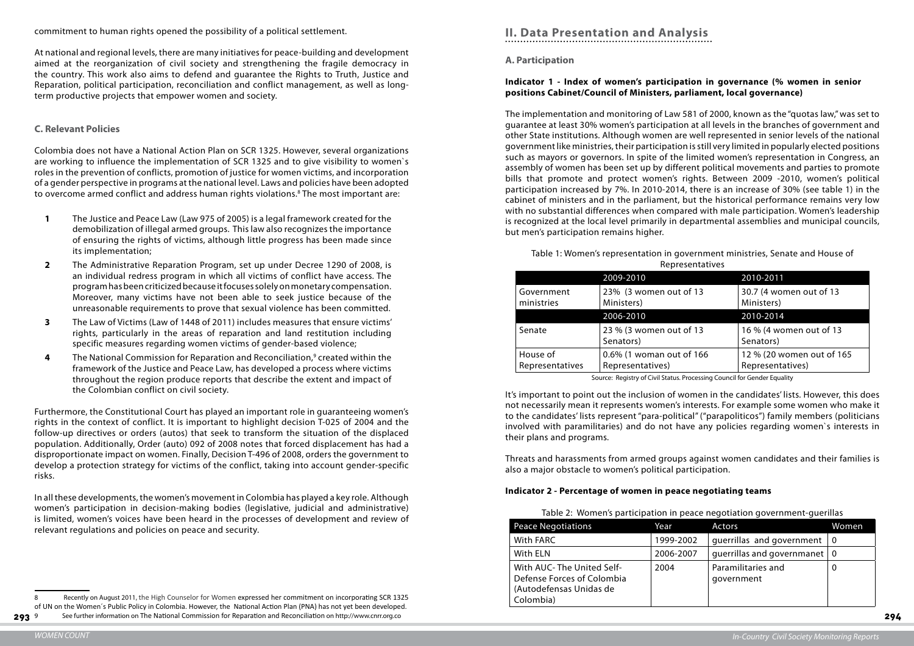commitment to human rights opened the possibility of a political settlement.

At national and regional levels, there are many initiatives for peace-building and development aimed at the reorganization of civil society and strengthening the fragile democracy in the country. This work also aims to defend and guarantee the Rights to Truth, Justice and Reparation, political participation, reconciliation and conflict management, as well as long-term productive projects that empower women and society.

### C. Relevant Policies

Colombia does not have a National Action Plan on SCR 1325. However, several organizations are working to influence the implementation of SCR 1325 and to give visibility to women`s roles in the prevention of conflicts, promotion of justice for women victims, and incorporation of a gender perspective in programs at the national level. Laws and policies have been adopted to overcome armed conflict and address human rights violations.[8] The most important are:

1. The Justice and Peace Law (Law 975 of 2005) is a legal framework created for the demobilization of illegal armed groups. This law also recognizes the importance of ensuring the rights of victims, although little progress has been made since its implementation;
2. The Administrative Reparation Program, set up under Decree 1290 of 2008, is an individual redress program in which all victims of conflict have access. The program has been criticized because it focuses solely on monetary compensation. Moreover, many victims have not been able to seek justice because of the unreasonable requirements to prove that sexual violence has been committed.
3. The Law of Victims (Law of 1448 of 2011) includes measures that ensure victims' rights, particularly in the areas of reparation and land restitution including specific measures regarding women victims of gender-based violence;
4. The National Commission for Reparation and Reconciliation,[9] created within the framework of the Justice and Peace Law, has developed a process where victims throughout the region produce reports that describe the extent and impact of the Colombian conflict on civil society.

Furthermore, the Constitutional Court has played an important role in guaranteeing women's rights in the context of conflict. It is important to highlight decision T-025 of 2004 and the follow-up directives or orders (autos) that seek to transform the situation of the displaced population. Additionally, Order (auto) 092 of 2008 notes that forced displacement has had a disproportionate impact on women. Finally, Decision T-496 of 2008, orders the government to develop a protection strategy for victims of the conflict, taking into account gender-specific risks.

In all these developments, the women's movement in Colombia has played a key role. Although women's participation in decision-making bodies (legislative, judicial and administrative) is limited, women's voices have been heard in the processes of development and review of relevant regulations and policies on peace and security.

8 Recently on August 2011, the High Counselor for Women expressed her commitment on incorporating SCR 1325 of UN on the Women´s Public Policy in Colombia. However, the National Action Plan (PNA) has not yet been developed.

9 See further information on The National Commission for Reparation and Reconciliation on http://www.cnrr.org.co

## II. Data Presentation and Analysis

### A. Participation

**Indicator 1 - Index of women's participation in governance (% women in senior positions Cabinet/Council of Ministers, parliament, local governance)**

The implementation and monitoring of Law 581 of 2000, known as the "quotas law," was set to guarantee at least 30% women's participation at all levels in the branches of government and other State institutions. Although women are well represented in senior levels of the national government like ministries, their participation is still very limited in popularly elected positions such as mayors or governors. In spite of the limited women's representation in Congress, an assembly of women has been set up by different political movements and parties to promote bills that promote and protect women's rights. Between 2009 -2010, women's political participation increased by 7%. In 2010-2014, there is an increase of 30% (see table 1) in the cabinet of ministers and in the parliament, but the historical performance remains very low with no substantial differences when compared with male participation. Women's leadership is recognized at the local level primarily in departmental assemblies and municipal councils, but men's participation remains higher.

Table 1: Women's representation in government ministries, Senate and House of Representatives

| | 2009-2010 | 2010-2011 |
|---|---|---|
| Government ministries | 23% (3 women out of 13 Ministers) | 30.7 (4 women out of 13 Ministers) |
| | 2006-2010 | 2010-2014 |
| Senate | 23 % (3 women out of 13 Senators) | 16 % (4 women out of 13 Senators) |
| House of Representatives | 0.6% (1 woman out of 166 Representatives) | 12 % (20 women out of 165 Representatives) |

Source: Registry of Civil Status. Processing Council for Gender Equality

It's important to point out the inclusion of women in the candidates' lists. However, this does not necessarily mean it represents women's interests. For example some women who make it to the candidates' lists represent "para-political" ("parapoliticos") family members (politicians involved with paramilitaries) and do not have any policies regarding women`s interests in their plans and programs.

Threats and harassments from armed groups against women candidates and their families is also a major obstacle to women's political participation.

**Indicator 2 - Percentage of women in peace negotiating teams**

Table 2: Women's participation in peace negotiation government-guerillas

| Peace Negotiations | Year | Actors | Women |
|---|---|---|---|
| With FARC | 1999-2002 | guerrillas and government | 0 |
| With ELN | 2006-2007 | guerrillas and governamet | 0 |
| With AUC- The United Self-Defense Forces of Colombia (Autodefensas Unidas de Colombia) | 2004 | Paramilitaries and government | 0 |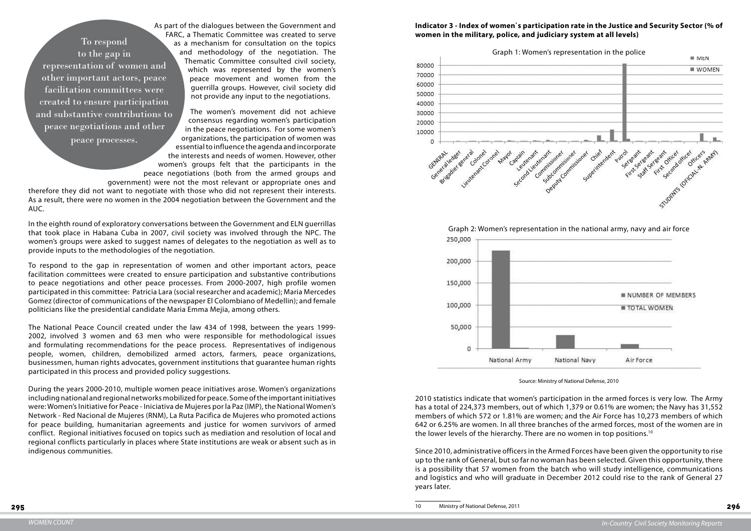As part of the dialogues between the Government and FARC, a Thematic Committee was created to serve as a mechanism for consultation on the topics and methodology of the negotiation. The Thematic Committee consulted civil society, which was represented by the women's peace movement and women from the guerrilla groups. However, civil society did not provide any input to the negotiations.

> To respond to the gap in representation of women and other important actors, peace facilitation committees were created to ensure participation and substantive contributions to peace negotiations and other peace processes.

The women's movement did not achieve consensus regarding women's participation in the peace negotiations. For some women's organizations, the participation of women was essential to influence the agenda and incorporate the interests and needs of women. However, other women's groups felt that the participants in the peace negotiations (both from the armed groups and government) were not the most relevant or appropriate ones and therefore they did not want to negotiate with those who did not represent their interests. As a result, there were no women in the 2004 negotiation between the Government and the AUC.

In the eighth round of exploratory conversations between the Government and ELN guerrillas that took place in Habana Cuba in 2007, civil society was involved through the NPC. The women's groups were asked to suggest names of delegates to the negotiation as well as to provide inputs to the methodologies of the negotiation.

To respond to the gap in representation of women and other important actors, peace facilitation committees were created to ensure participation and substantive contributions to peace negotiations and other peace processes. From 2000-2007, high profile women participated in this committee: Patricia Lara (social researcher and academic); Maria Mercedes Gomez (director of communications of the newspaper El Colombiano of Medellin); and female politicians like the presidential candidate Maria Emma Mejia, among others.

The National Peace Council created under the law 434 of 1998, between the years 1999-2002, involved 3 women and 63 men who were responsible for methodological issues and formulating recommendations for the peace process. Representatives of indigenous people, women, children, demobilized armed actors, farmers, peace organizations, businessmen, human rights advocates, government institutions that guarantee human rights participated in this process and provided policy suggestions.

During the years 2000-2010, multiple women peace initiatives arose. Women's organizations including national and regional networks mobilized for peace. Some of the important initiatives were: Women's Initiative for Peace - Iniciativa de Mujeres por la Paz (IMP), the National Women's Network - Red Nacional de Mujeres (RNM), La Ruta Pacifica de Mujeres who promoted actions for peace building, humanitarian agreements and justice for women survivors of armed conflict. Regional initiatives focused on topics such as mediation and resolution of local and regional conflicts particularly in places where State institutions are weak or absent such as in indigenous communities.

**Indicator 3 - Index of women`s participation rate in the Justice and Security Sector (% of women in the military, police, and judiciary system at all levels)**

Graph 1: Women's representation in the police

Graph 2: Women's representation in the national army, navy and air force

Source: Ministry of National Defense, 2010

2010 statistics indicate that women's participation in the armed forces is very low. The Army has a total of 224,373 members, out of which 1,379 or 0.61% are women; the Navy has 31,552 members of which 572 or 1.81% are women; and the Air Force has 10,273 members of which 642 or 6.25% are women. In all three branches of the armed forces, most of the women are in the lower levels of the hierarchy. There are no women in top positions.[10]

Since 2010, administrative officers in the Armed Forces have been given the opportunity to rise up to the rank of General, but so far no woman has been selected. Given this opportunity, there is a possibility that 57 women from the batch who will study intelligence, communications and logistics and who will graduate in December 2012 could rise to the rank of General 27 years later.

10 Ministry of National Defense, 2011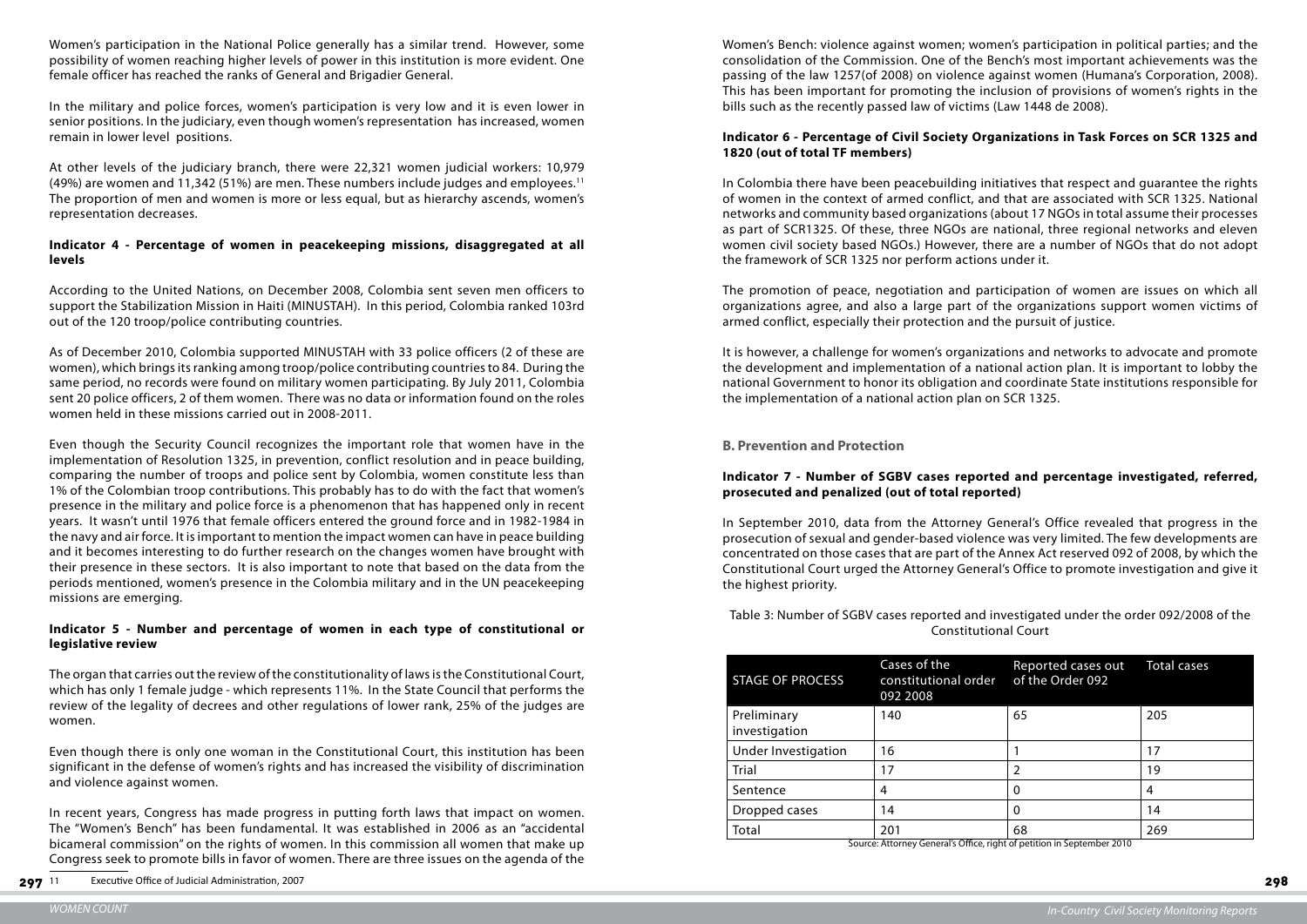Women's participation in the National Police generally has a similar trend. However, some possibility of women reaching higher levels of power in this institution is more evident. One female officer has reached the ranks of General and Brigadier General.

In the military and police forces, women's participation is very low and it is even lower in senior positions. In the judiciary, even though women's representation has increased, women remain in lower level positions.

At other levels of the judiciary branch, there were 22,321 women judicial workers: 10,979 (49%) are women and 11,342 (51%) are men. These numbers include judges and employees.[11] The proportion of men and women is more or less equal, but as hierarchy ascends, women's representation decreases.

**Indicator 4 - Percentage of women in peacekeeping missions, disaggregated at all levels**

According to the United Nations, on December 2008, Colombia sent seven men officers to support the Stabilization Mission in Haiti (MINUSTAH). In this period, Colombia ranked 103rd out of the 120 troop/police contributing countries.

As of December 2010, Colombia supported MINUSTAH with 33 police officers (2 of these are women), which brings its ranking among troop/police contributing countries to 84. During the same period, no records were found on military women participating. By July 2011, Colombia sent 20 police officers, 2 of them women. There was no data or information found on the roles women held in these missions carried out in 2008-2011.

Even though the Security Council recognizes the important role that women have in the implementation of Resolution 1325, in prevention, conflict resolution and in peace building, comparing the number of troops and police sent by Colombia, women constitute less than 1% of the Colombian troop contributions. This probably has to do with the fact that women's presence in the military and police force is a phenomenon that has happened only in recent years. It wasn't until 1976 that female officers entered the ground force and in 1982-1984 in the navy and air force. It is important to mention the impact women can have in peace building and it becomes interesting to do further research on the changes women have brought with their presence in these sectors. It is also important to note that based on the data from the periods mentioned, women's presence in the Colombia military and in the UN peacekeeping missions are emerging.

**Indicator 5 - Number and percentage of women in each type of constitutional or legislative review**

The organ that carries out the review of the constitutionality of laws is the Constitutional Court, which has only 1 female judge - which represents 11%. In the State Council that performs the review of the legality of decrees and other regulations of lower rank, 25% of the judges are women.

Even though there is only one woman in the Constitutional Court, this institution has been significant in the defense of women's rights and has increased the visibility of discrimination and violence against women.

In recent years, Congress has made progress in putting forth laws that impact on women. The "Women's Bench" has been fundamental. It was established in 2006 as an "accidental bicameral commission" on the rights of women. In this commission all women that make up Congress seek to promote bills in favor of women. There are three issues on the agenda of the Women's Bench: violence against women; women's participation in political parties; and the consolidation of the Commission. One of the Bench's most important achievements was the passing of the law 1257(of 2008) on violence against women (Humana's Corporation, 2008). This has been important for promoting the inclusion of provisions of women's rights in the bills such as the recently passed law of victims (Law 1448 de 2008).

[11] Executive Office of Judicial Administration, 2007

**Indicator 6 - Percentage of Civil Society Organizations in Task Forces on SCR 1325 and 1820 (out of total TF members)**

In Colombia there have been peacebuilding initiatives that respect and guarantee the rights of women in the context of armed conflict, and that are associated with SCR 1325. National networks and community based organizations (about 17 NGOs in total assume their processes as part of SCR1325. Of these, three NGOs are national, three regional networks and eleven women civil society based NGOs.) However, there are a number of NGOs that do not adopt the framework of SCR 1325 nor perform actions under it.

The promotion of peace, negotiation and participation of women are issues on which all organizations agree, and also a large part of the organizations support women victims of armed conflict, especially their protection and the pursuit of justice.

It is however, a challenge for women's organizations and networks to advocate and promote the development and implementation of a national action plan. It is important to lobby the national Government to honor its obligation and coordinate State institutions responsible for the implementation of a national action plan on SCR 1325.

## B. Prevention and Protection

**Indicator 7 - Number of SGBV cases reported and percentage investigated, referred, prosecuted and penalized (out of total reported)**

In September 2010, data from the Attorney General's Office revealed that progress in the prosecution of sexual and gender-based violence was very limited. The few developments are concentrated on those cases that are part of the Annex Act reserved 092 of 2008, by which the Constitutional Court urged the Attorney General's Office to promote investigation and give it the highest priority.

Table 3: Number of SGBV cases reported and investigated under the order 092/2008 of the Constitutional Court

| STAGE OF PROCESS | Cases of the constitutional order 092 2008 | Reported cases out of the Order 092 | Total cases |
|---|---|---|---|
| Preliminary investigation | 140 | 65 | 205 |
| Under Investigation | 16 | 1 | 17 |
| Trial | 17 | 2 | 19 |
| Sentence | 4 | 0 | 4 |
| Dropped cases | 14 | 0 | 14 |
| Total | 201 | 68 | 269 |

Source: Attorney General's Office, right of petition in September 2010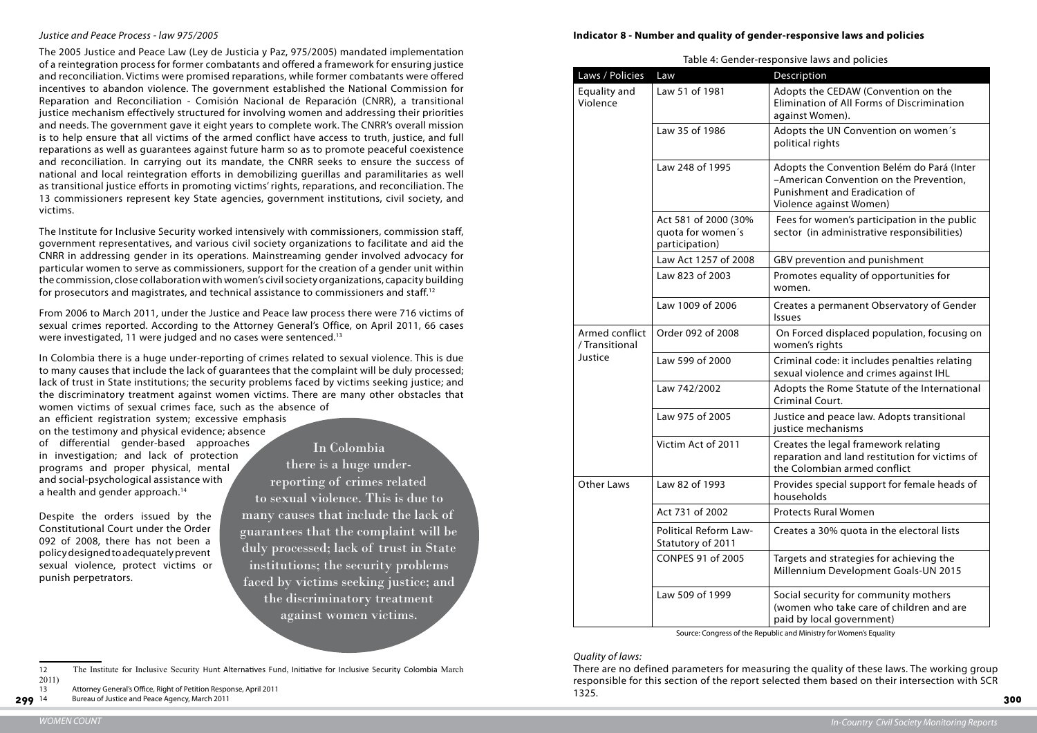*Justice and Peace Process - law 975/2005*

The 2005 Justice and Peace Law (Ley de Justicia y Paz, 975/2005) mandated implementation of a reintegration process for former combatants and offered a framework for ensuring justice and reconciliation. Victims were promised reparations, while former combatants were offered incentives to abandon violence. The government established the National Commission for Reparation and Reconciliation - Comisión Nacional de Reparación (CNRR), a transitional justice mechanism effectively structured for involving women and addressing their priorities and needs. The government gave it eight years to complete work. The CNRR's overall mission is to help ensure that all victims of the armed conflict have access to truth, justice, and full reparations as well as guarantees against future harm so as to promote peaceful coexistence and reconciliation. In carrying out its mandate, the CNRR seeks to ensure the success of national and local reintegration efforts in demobilizing guerillas and paramilitaries as well as transitional justice efforts in promoting victims' rights, reparations, and reconciliation. The 13 commissioners represent key State agencies, government institutions, civil society, and victims.

The Institute for Inclusive Security worked intensively with commissioners, commission staff, government representatives, and various civil society organizations to facilitate and aid the CNRR in addressing gender in its operations. Mainstreaming gender involved advocacy for particular women to serve as commissioners, support for the creation of a gender unit within the commission, close collaboration with women's civil society organizations, capacity building for prosecutors and magistrates, and technical assistance to commissioners and staff.[12]

From 2006 to March 2011, under the Justice and Peace law process there were 716 victims of sexual crimes reported. According to the Attorney General's Office, on April 2011, 66 cases were investigated, 11 were judged and no cases were sentenced.[13]

In Colombia there is a huge under-reporting of crimes related to sexual violence. This is due to many causes that include the lack of guarantees that the complaint will be duly processed; lack of trust in State institutions; the security problems faced by victims seeking justice; and the discriminatory treatment against women victims. There are many other obstacles that women victims of sexual crimes face, such as the absence of an efficient registration system; excessive emphasis on the testimony and physical evidence; absence of differential gender-based approaches in investigation; and lack of protection programs and proper physical, mental and social-psychological assistance with a health and gender approach.[14]

Despite the orders issued by the Constitutional Court under the Order 092 of 2008, there has not been a policy designed to adequately prevent sexual violence, protect victims or punish perpetrators.

> In Colombia there is a huge under-reporting of crimes related to sexual violence. This is due to many causes that include the lack of guarantees that the complaint will be duly processed; lack of trust in State institutions; the security problems faced by victims seeking justice; and the discriminatory treatment against women victims.

12 The Institute for Inclusive Security Hunt Alternatives Fund, Initiative for Inclusive Security Colombia March 2011)

13 Attorney General's Office, Right of Petition Response, April 2011

14 Bureau of Justice and Peace Agency, March 2011

**Indicator 8 - Number and quality of gender-responsive laws and policies**

Table 4: Gender-responsive laws and policies

| Laws / Policies | Law | Description |
|---|---|---|
| Equality and Violence | Law 51 of 1981 | Adopts the CEDAW (Convention on the Elimination of All Forms of Discrimination against Women). |
| | Law 35 of 1986 | Adopts the UN Convention on women´s political rights |
| | Law 248 of 1995 | Adopts the Convention Belém do Pará (Inter –American Convention on the Prevention, Punishment and Eradication of Violence against Women) |
| | Act 581 of 2000 (30% quota for women´s participation) | Fees for women's participation in the public sector (in administrative responsibilities) |
| | Law Act 1257 of 2008 | GBV prevention and punishment |
| | Law 823 of 2003 | Promotes equality of opportunities for women. |
| | Law 1009 of 2006 | Creates a permanent Observatory of Gender Issues |
| Armed conflict / Transitional Justice | Order 092 of 2008 | On Forced displaced population, focusing on women's rights |
| | Law 599 of 2000 | Criminal code: it includes penalties relating sexual violence and crimes against IHL |
| | Law 742/2002 | Adopts the Rome Statute of the International Criminal Court. |
| | Law 975 of 2005 | Justice and peace law. Adopts transitional justice mechanisms |
| | Victim Act of 2011 | Creates the legal framework relating reparation and land restitution for victims of the Colombian armed conflict |
| Other Laws | Law 82 of 1993 | Provides special support for female heads of households |
| | Act 731 of 2002 | Protects Rural Women |
| | Political Reform Law-Statutory of 2011 | Creates a 30% quota in the electoral lists |
| | CONPES 91 of 2005 | Targets and strategies for achieving the Millennium Development Goals-UN 2015 |
| | Law 509 of 1999 | Social security for community mothers (women who take care of children and are paid by local government) |

Source: Congress of the Republic and Ministry for Women's Equality

*Quality of laws:*

There are no defined parameters for measuring the quality of these laws. The working group responsible for this section of the report selected them based on their intersection with SCR 1325.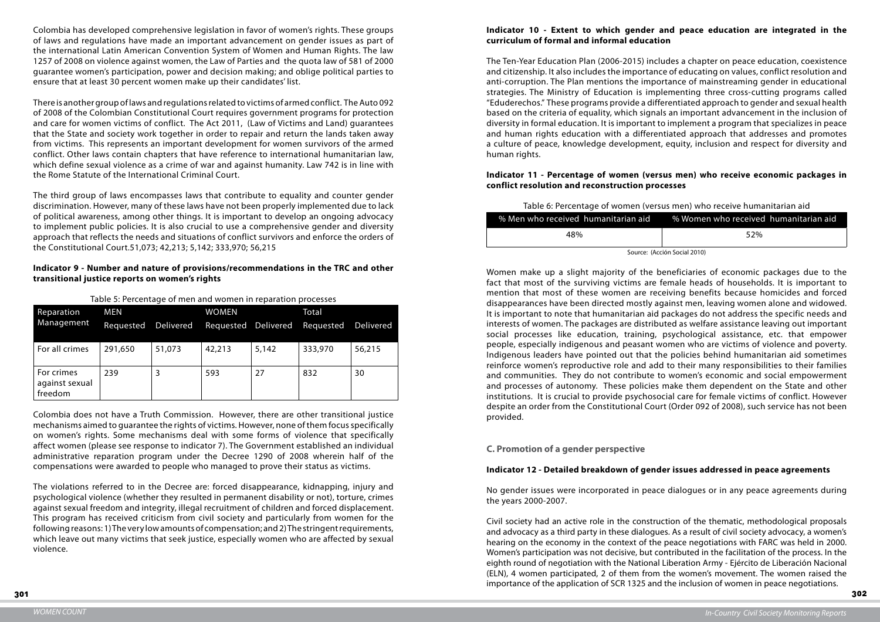Colombia has developed comprehensive legislation in favor of women's rights. These groups of laws and regulations have made an important advancement on gender issues as part of the international Latin American Convention System of Women and Human Rights. The law 1257 of 2008 on violence against women, the Law of Parties and the quota law of 581 of 2000 guarantee women's participation, power and decision making; and oblige political parties to ensure that at least 30 percent women make up their candidates' list.

There is another group of laws and regulations related to victims of armed conflict. The Auto 092 of 2008 of the Colombian Constitutional Court requires government programs for protection and care for women victims of conflict. The Act 2011, (Law of Victims and Land) guarantees that the State and society work together in order to repair and return the lands taken away from victims. This represents an important development for women survivors of the armed conflict. Other laws contain chapters that have reference to international humanitarian law, which define sexual violence as a crime of war and against humanity. Law 742 is in line with the Rome Statute of the International Criminal Court.

The third group of laws encompasses laws that contribute to equality and counter gender discrimination. However, many of these laws have not been properly implemented due to lack of political awareness, among other things. It is important to develop an ongoing advocacy to implement public policies. It is also crucial to use a comprehensive gender and diversity approach that reflects the needs and situations of conflict survivors and enforce the orders of the Constitutional Court.51,073; 42,213; 5,142; 333,970; 56,215

**Indicator 9 - Number and nature of provisions/recommendations in the TRC and other transitional justice reports on women's rights**

Table 5: Percentage of men and women in reparation processes

| Reparation Management | MEN | | WOMEN | | Total | |
|---|---|---|---|---|---|---|
| | Requested | Delivered | Requested | Delivered | Requested | Delivered |
| For all crimes | 291,650 | 51,073 | 42,213 | 5,142 | 333,970 | 56,215 |
| For crimes against sexual freedom | 239 | 3 | 593 | 27 | 832 | 30 |

Colombia does not have a Truth Commission. However, there are other transitional justice mechanisms aimed to guarantee the rights of victims. However, none of them focus specifically on women's rights. Some mechanisms deal with some forms of violence that specifically affect women (please see response to indicator 7). The Government established an individual administrative reparation program under the Decree 1290 of 2008 wherein half of the compensations were awarded to people who managed to prove their status as victims.

The violations referred to in the Decree are: forced disappearance, kidnapping, injury and psychological violence (whether they resulted in permanent disability or not), torture, crimes against sexual freedom and integrity, illegal recruitment of children and forced displacement. This program has received criticism from civil society and particularly from women for the following reasons: 1) The very low amounts of compensation; and 2) The stringent requirements, which leave out many victims that seek justice, especially women who are affected by sexual violence.

**Indicator 10 - Extent to which gender and peace education are integrated in the curriculum of formal and informal education**

The Ten-Year Education Plan (2006-2015) includes a chapter on peace education, coexistence and citizenship. It also includes the importance of educating on values, conflict resolution and anti-corruption. The Plan mentions the importance of mainstreaming gender in educational strategies. The Ministry of Education is implementing three cross-cutting programs called "Eduderechos." These programs provide a differentiated approach to gender and sexual health based on the criteria of equality, which signals an important advancement in the inclusion of diversity in formal education. It is important to implement a program that specializes in peace and human rights education with a differentiated approach that addresses and promotes a culture of peace, knowledge development, equity, inclusion and respect for diversity and human rights.

**Indicator 11 - Percentage of women (versus men) who receive economic packages in conflict resolution and reconstruction processes**

Table 6: Percentage of women (versus men) who receive humanitarian aid

| % Men who received humanitarian aid | % Women who received humanitarian aid |
|---|---|
| 48% | 52% |

Source: (Acción Social 2010)

Women make up a slight majority of the beneficiaries of economic packages due to the fact that most of the surviving victims are female heads of households. It is important to mention that most of these women are receiving benefits because homicides and forced disappearances have been directed mostly against men, leaving women alone and widowed. It is important to note that humanitarian aid packages do not address the specific needs and interests of women. The packages are distributed as welfare assistance leaving out important social processes like education, training, psychological assistance, etc. that empower people, especially indigenous and peasant women who are victims of violence and poverty. Indigenous leaders have pointed out that the policies behind humanitarian aid sometimes reinforce women's reproductive role and add to their many responsibilities to their families and communities. They do not contribute to women's economic and social empowerment and processes of autonomy. These policies make them dependent on the State and other institutions. It is crucial to provide psychosocial care for female victims of conflict. However despite an order from the Constitutional Court (Order 092 of 2008), such service has not been provided.

## C. Promotion of a gender perspective

**Indicator 12 - Detailed breakdown of gender issues addressed in peace agreements**

No gender issues were incorporated in peace dialogues or in any peace agreements during the years 2000-2007.

Civil society had an active role in the construction of the thematic, methodological proposals and advocacy as a third party in these dialogues. As a result of civil society advocacy, a women's hearing on the economy in the context of the peace negotiations with FARC was held in 2000. Women's participation was not decisive, but contributed in the facilitation of the process. In the eighth round of negotiation with the National Liberation Army - Ejército de Liberación Nacional (ELN), 4 women participated, 2 of them from the women's movement. The women raised the importance of the application of SCR 1325 and the inclusion of women in peace negotiations.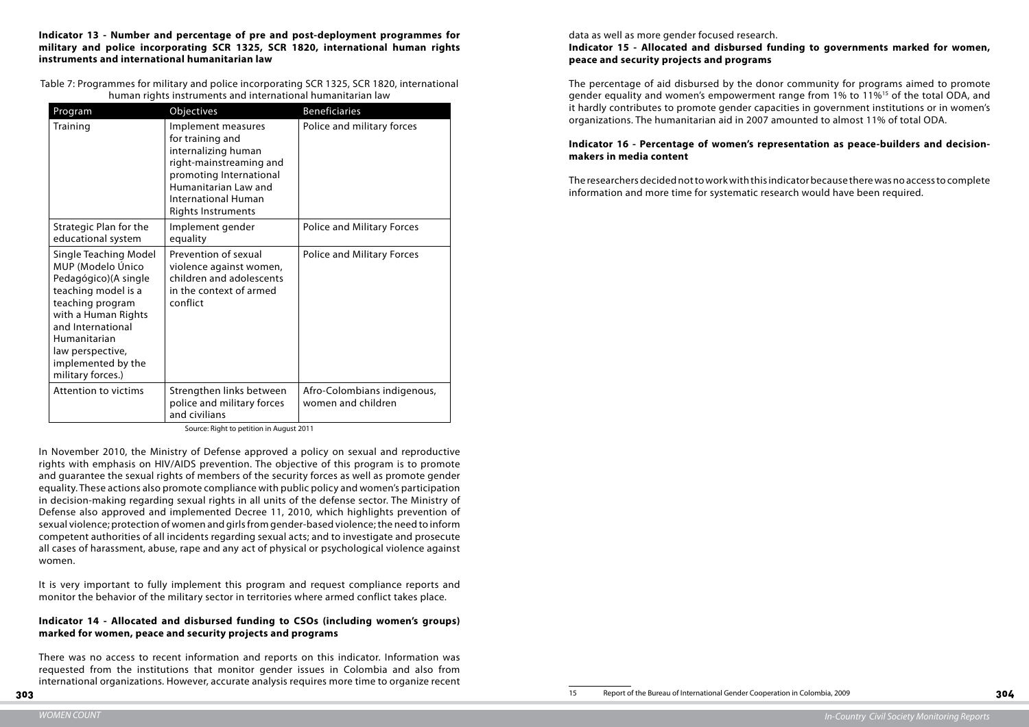**Indicator 13 - Number and percentage of pre and post-deployment programmes for military and police incorporating SCR 1325, SCR 1820, international human rights instruments and international humanitarian law**

Table 7: Programmes for military and police incorporating SCR 1325, SCR 1820, international human rights instruments and international humanitarian law

| Program | Objectives | Beneficiaries |
|---|---|---|
| Training | Implement measures for training and internalizing human right-mainstreaming and promoting International Humanitarian Law and International Human Rights Instruments | Police and military forces |
| Strategic Plan for the educational system | Implement gender equality | Police and Military Forces |
| Single Teaching Model MUP (Modelo Único Pedagógico)(A single teaching model is a teaching program with a Human Rights and International Humanitarian law perspective, implemented by the military forces.) | Prevention of sexual violence against women, children and adolescents in the context of armed conflict | Police and Military Forces |
| Attention to victims | Strengthen links between police and military forces and civilians | Afro-Colombians indigenous, women and children |

Source: Right to petition in August 2011

In November 2010, the Ministry of Defense approved a policy on sexual and reproductive rights with emphasis on HIV/AIDS prevention. The objective of this program is to promote and guarantee the sexual rights of members of the security forces as well as promote gender equality. These actions also promote compliance with public policy and women's participation in decision-making regarding sexual rights in all units of the defense sector. The Ministry of Defense also approved and implemented Decree 11, 2010, which highlights prevention of sexual violence; protection of women and girls from gender-based violence; the need to inform competent authorities of all incidents regarding sexual acts; and to investigate and prosecute all cases of harassment, abuse, rape and any act of physical or psychological violence against women.

It is very important to fully implement this program and request compliance reports and monitor the behavior of the military sector in territories where armed conflict takes place.

**Indicator 14 - Allocated and disbursed funding to CSOs (including women's groups) marked for women, peace and security projects and programs**

There was no access to recent information and reports on this indicator. Information was requested from the institutions that monitor gender issues in Colombia and also from international organizations. However, accurate analysis requires more time to organize recent data as well as more gender focused research.

**Indicator 15 - Allocated and disbursed funding to governments marked for women, peace and security projects and programs**

The percentage of aid disbursed by the donor community for programs aimed to promote gender equality and women's empowerment range from 1% to 11%[15] of the total ODA, and it hardly contributes to promote gender capacities in government institutions or in women's organizations. The humanitarian aid in 2007 amounted to almost 11% of total ODA.

**Indicator 16 - Percentage of women's representation as peace-builders and decision-makers in media content**

The researchers decided not to work with this indicator because there was no access to complete information and more time for systematic research would have been required.

15 Report of the Bureau of International Gender Cooperation in Colombia, 2009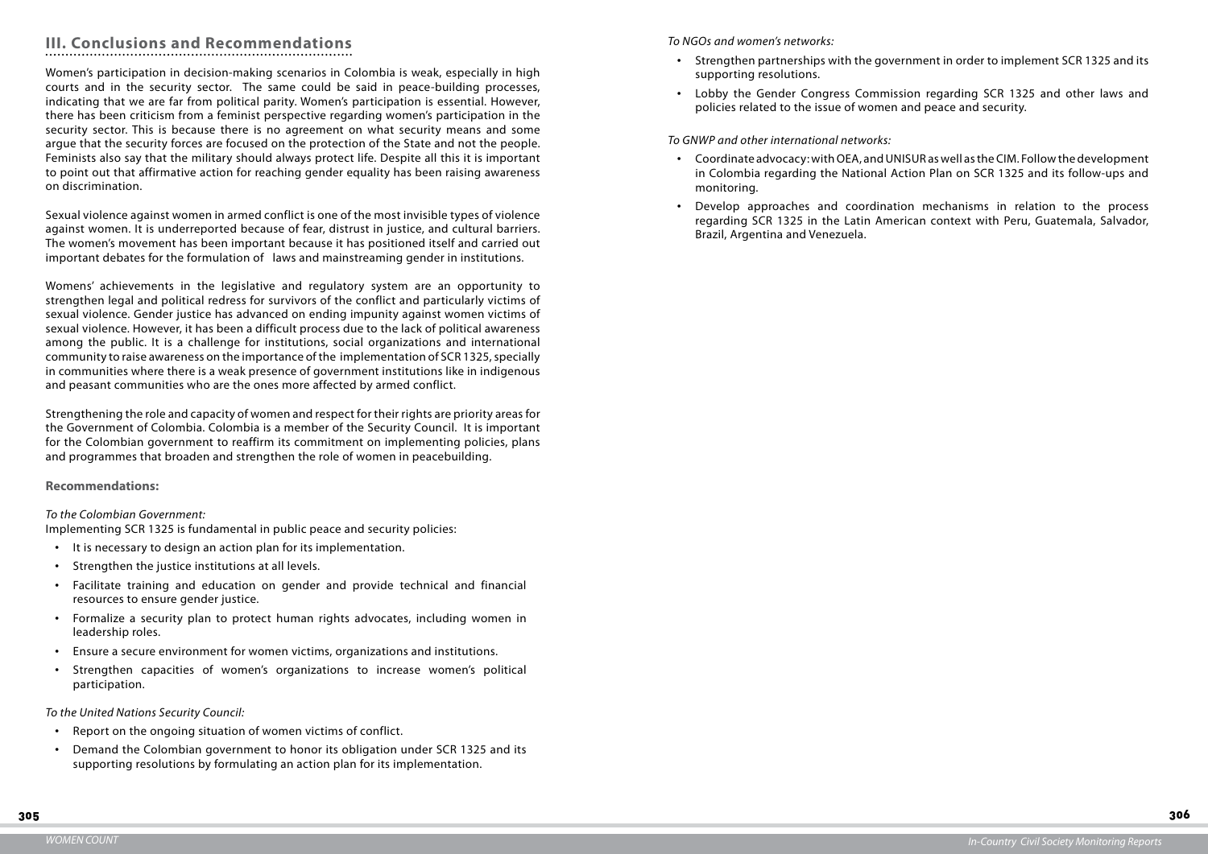## III. Conclusions and Recommendations

Women's participation in decision-making scenarios in Colombia is weak, especially in high courts and in the security sector. The same could be said in peace-building processes, indicating that we are far from political parity. Women's participation is essential. However, there has been criticism from a feminist perspective regarding women's participation in the security sector. This is because there is no agreement on what security means and some argue that the security forces are focused on the protection of the State and not the people. Feminists also say that the military should always protect life. Despite all this it is important to point out that affirmative action for reaching gender equality has been raising awareness on discrimination.

Sexual violence against women in armed conflict is one of the most invisible types of violence against women. It is underreported because of fear, distrust in justice, and cultural barriers. The women's movement has been important because it has positioned itself and carried out important debates for the formulation of laws and mainstreaming gender in institutions.

Womens' achievements in the legislative and regulatory system are an opportunity to strengthen legal and political redress for survivors of the conflict and particularly victims of sexual violence. Gender justice has advanced on ending impunity against women victims of sexual violence. However, it has been a difficult process due to the lack of political awareness among the public. It is a challenge for institutions, social organizations and international community to raise awareness on the importance of the implementation of SCR 1325, specially in communities where there is a weak presence of government institutions like in indigenous and peasant communities who are the ones more affected by armed conflict.

Strengthening the role and capacity of women and respect for their rights are priority areas for the Government of Colombia. Colombia is a member of the Security Council. It is important for the Colombian government to reaffirm its commitment on implementing policies, plans and programmes that broaden and strengthen the role of women in peacebuilding.

### Recommendations:

*To the Colombian Government:*

Implementing SCR 1325 is fundamental in public peace and security policies:

- It is necessary to design an action plan for its implementation.
- Strengthen the justice institutions at all levels.
- Facilitate training and education on gender and provide technical and financial resources to ensure gender justice.
- Formalize a security plan to protect human rights advocates, including women in leadership roles.
- Ensure a secure environment for women victims, organizations and institutions.
- Strengthen capacities of women's organizations to increase women's political participation.

*To the United Nations Security Council:*

- Report on the ongoing situation of women victims of conflict.
- Demand the Colombian government to honor its obligation under SCR 1325 and its supporting resolutions by formulating an action plan for its implementation.

*To NGOs and women's networks:*

- Strengthen partnerships with the government in order to implement SCR 1325 and its supporting resolutions.
- Lobby the Gender Congress Commission regarding SCR 1325 and other laws and policies related to the issue of women and peace and security.

*To GNWP and other international networks:*

- Coordinate advocacy: with OEA, and UNISUR as well as the CIM. Follow the development in Colombia regarding the National Action Plan on SCR 1325 and its follow-ups and monitoring.
- Develop approaches and coordination mechanisms in relation to the process regarding SCR 1325 in the Latin American context with Peru, Guatemala, Salvador, Brazil, Argentina and Venezuela.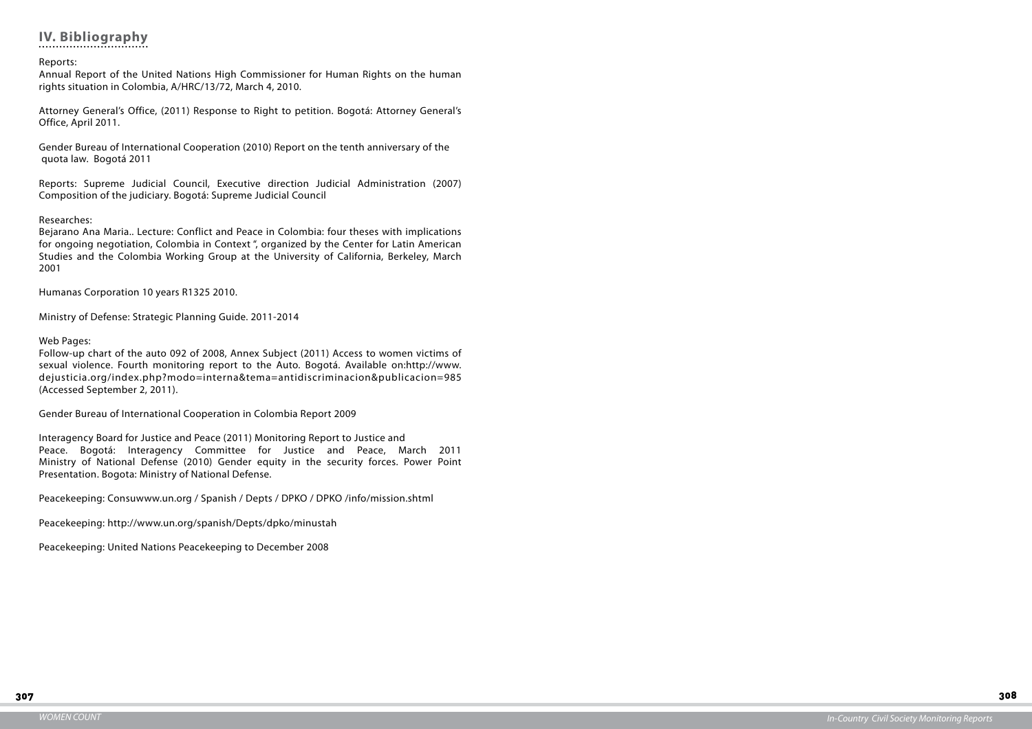## IV. Bibliography

Reports:

Annual Report of the United Nations High Commissioner for Human Rights on the human rights situation in Colombia, A/HRC/13/72, March 4, 2010.

Attorney General's Office, (2011) Response to Right to petition. Bogotá: Attorney General's Office, April 2011.

Gender Bureau of International Cooperation (2010) Report on the tenth anniversary of the quota law. Bogotá 2011

Reports: Supreme Judicial Council, Executive direction Judicial Administration (2007) Composition of the judiciary. Bogotá: Supreme Judicial Council

Researches:

Bejarano Ana Maria.. Lecture: Conflict and Peace in Colombia: four theses with implications for ongoing negotiation, Colombia in Context ", organized by the Center for Latin American Studies and the Colombia Working Group at the University of California, Berkeley, March 2001

Humanas Corporation 10 years R1325 2010.

Ministry of Defense: Strategic Planning Guide. 2011-2014

Web Pages:

Follow-up chart of the auto 092 of 2008, Annex Subject (2011) Access to women victims of sexual violence. Fourth monitoring report to the Auto. Bogotá. Available on:http://www.dejusticia.org/index.php?modo=interna&tema=antidiscriminacion&publicacion=985 (Accessed September 2, 2011).

Gender Bureau of International Cooperation in Colombia Report 2009

Interagency Board for Justice and Peace (2011) Monitoring Report to Justice and Peace. Bogotá: Interagency Committee for Justice and Peace, March 2011 Ministry of National Defense (2010) Gender equity in the security forces. Power Point Presentation. Bogota: Ministry of National Defense.

Peacekeeping: Consuwww.un.org / Spanish / Depts / DPKO / DPKO /info/mission.shtml

Peacekeeping: http://www.un.org/spanish/Depts/dpko/minustah

Peacekeeping: United Nations Peacekeeping to December 2008